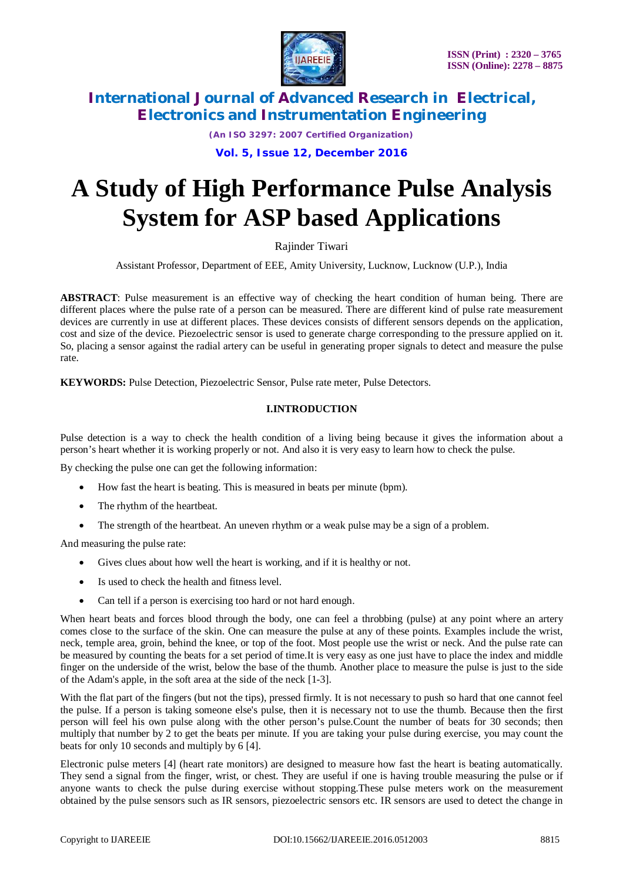# A Study of High Performance Pulse Analysis System for ASP based Applications

Rajinder Tiwari

Assistant Professor, Department of EEE, Amity University, Lucknow, Lucknow (U.P.), India

**ABSTRACT**: Pulse measurement is an effective way of checking the heart condition of human being. There are different places where the pulse rate of a person can be measured. There are different kind of pulse rate measurement devices are currently in use at different places. These devices consists of different sensors depends on the application, cost and size of the device. Piezoelectric sensor is used to generate charge corresponding to the pressure applied on it. So, placing a sensor against the radial artery can be useful in generating proper signals to detect and measure the pulse rate.

**KEYWORDS:** Pulse Detection, Piezoelectric Sensor, Pulse rate meter, Pulse Detectors.

## I.INTRODUCTION

Pulse detection is a way to check the health condition of a living being because it gives the information about a person's heart whether it is working properly or not. And also it is very easy to learn how to check the pulse.

By checking the pulse one can get the following information:

- How fast the heart is beating. This is measured in beats per minute (bpm).
- The rhythm of the heartbeat.
- The strength of the heartbeat. An uneven rhythm or a weak pulse may be a sign of a problem.

And measuring the pulse rate:

- Gives clues about how well the heart is working, and if it is healthy or not.
- Is used to check the health and fitness level.
- Can tell if a person is exercising too hard or not hard enough.

When heart beats and forces blood through the body, one can feel a throbbing (pulse) at any point where an artery comes close to the surface of the skin. One can measure the pulse at any of these points. Examples include the wrist, neck, temple area, groin, behind the knee, or top of the foot. Most people use the wrist or neck. And the pulse rate can be measured by counting the beats for a set period of time.It is very easy as one just have to place the index and middle finger on the underside of the wrist, below the base of the thumb. Another place to measure the pulse is just to the side of the Adam's apple, in the soft area at the side of the neck [1-3].

With the flat part of the fingers (but not the tips), pressed firmly. It is not necessary to push so hard that one cannot feel the pulse. If a person is taking someone else's pulse, then it is necessary not to use the thumb. Because then the first person will feel his own pulse along with the other person's pulse.Count the number of beats for 30 seconds; then multiply that number by 2 to get the beats per minute. If you are taking your pulse during exercise, you may count the beats for only 10 seconds and multiply by 6 [4].

Electronic pulse meters [4] (heart rate monitors) are designed to measure how fast the heart is beating automatically. They send a signal from the finger, wrist, or chest. They are useful if one is having trouble measuring the pulse or if anyone wants to check the pulse during exercise without stopping.These pulse meters work on the measurement obtained by the pulse sensors such as IR sensors, piezoelectric sensors etc. IR sensors are used to detect the change in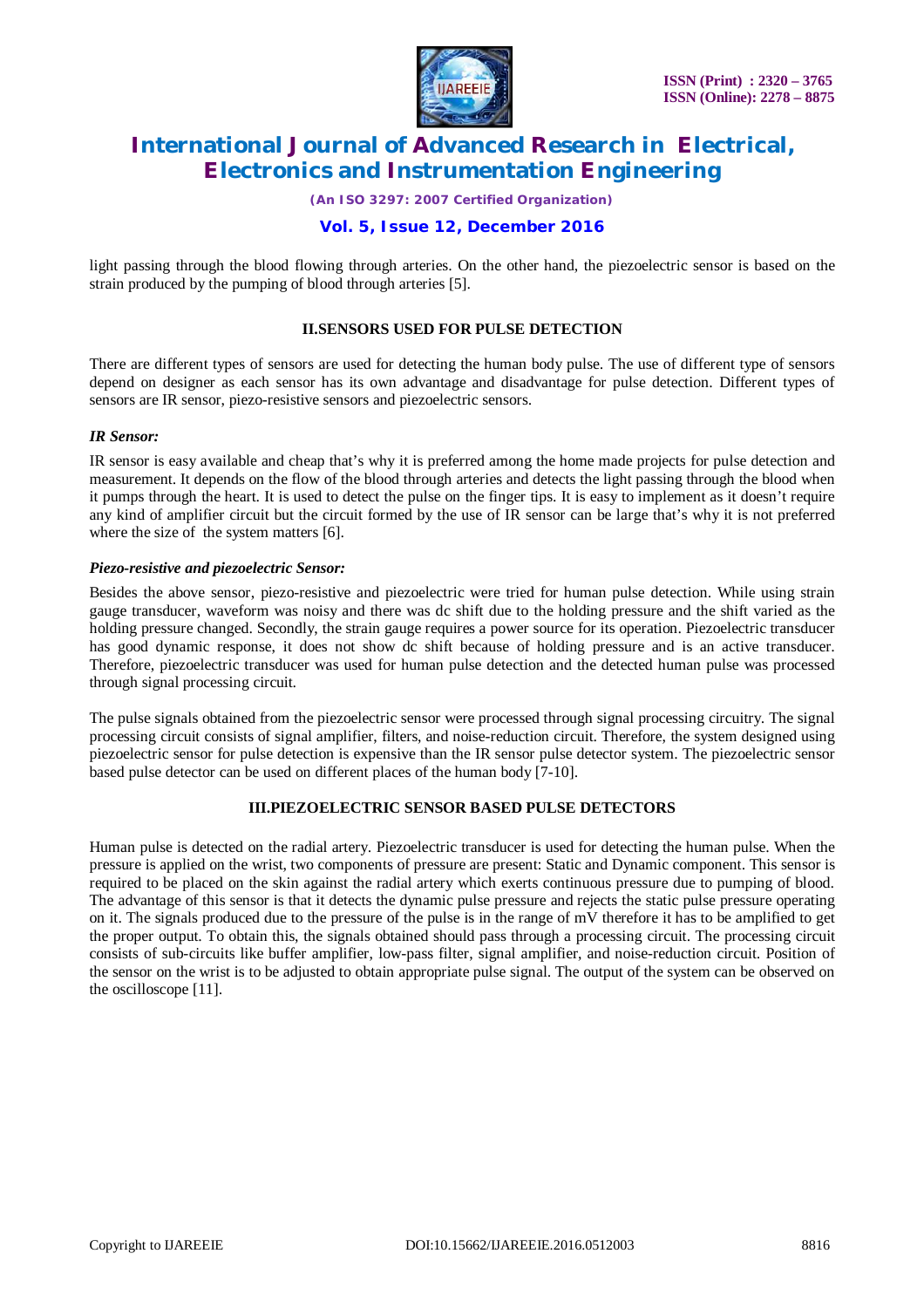light passing through the blood flowing through arteries. On the other hand, the piezoelectric sensor is based on the strain produced by the pumping of blood through arteries [5].

## II.SENSORS USED FOR PULSE DETECTION

There are different types of sensors are used for detecting the human body pulse. The use of different type of sensors depend on designer as each sensor has its own advantage and disadvantage for pulse detection. Different types of sensors are IR sensor, piezo-resistive sensors and piezoelectric sensors.

### *IR Sensor:*

IR sensor is easy available and cheap that's why it is preferred among the home made projects for pulse detection and measurement. It depends on the flow of the blood through arteries and detects the light passing through the blood when it pumps through the heart. It is used to detect the pulse on the finger tips. It is easy to implement as it doesn't require any kind of amplifier circuit but the circuit formed by the use of IR sensor can be large that's why it is not preferred where the size of the system matters [6].

### *Piezo-resistive and piezoelectric Sensor:*

Besides the above sensor, piezo-resistive and piezoelectric were tried for human pulse detection. While using strain gauge transducer, waveform was noisy and there was dc shift due to the holding pressure and the shift varied as the holding pressure changed. Secondly, the strain gauge requires a power source for its operation. Piezoelectric transducer has good dynamic response, it does not show dc shift because of holding pressure and is an active transducer. Therefore, piezoelectric transducer was used for human pulse detection and the detected human pulse was processed through signal processing circuit.

The pulse signals obtained from the piezoelectric sensor were processed through signal processing circuitry. The signal processing circuit consists of signal amplifier, filters, and noise-reduction circuit. Therefore, the system designed using piezoelectric sensor for pulse detection is expensive than the IR sensor pulse detector system. The piezoelectric sensor based pulse detector can be used on different places of the human body [7-10].

## III.PIEZOELECTRIC SENSOR BASED PULSE DETECTORS

Human pulse is detected on the radial artery. Piezoelectric transducer is used for detecting the human pulse. When the pressure is applied on the wrist, two components of pressure are present: Static and Dynamic component. This sensor is required to be placed on the skin against the radial artery which exerts continuous pressure due to pumping of blood. The advantage of this sensor is that it detects the dynamic pulse pressure and rejects the static pulse pressure operating on it. The signals produced due to the pressure of the pulse is in the range of mV therefore it has to be amplified to get the proper output. To obtain this, the signals obtained should pass through a processing circuit. The processing circuit consists of sub-circuits like buffer amplifier, low-pass filter, signal amplifier, and noise-reduction circuit. Position of the sensor on the wrist is to be adjusted to obtain appropriate pulse signal. The output of the system can be observed on the oscilloscope [11].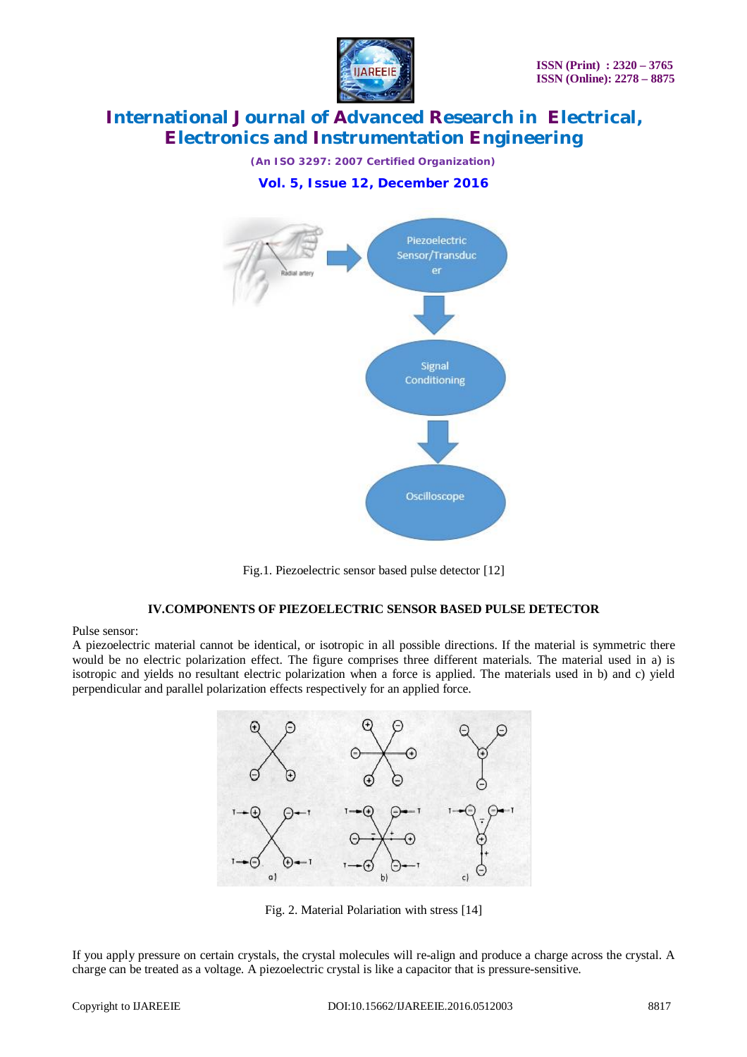Fig.1. Piezoelectric sensor based pulse detector [12]

## IV.COMPONENTS OF PIEZOELECTRIC SENSOR BASED PULSE DETECTOR

Pulse sensor:

A piezoelectric material cannot be identical, or isotropic in all possible directions. If the material is symmetric there would be no electric polarization effect. The figure comprises three different materials. The material used in a) is isotropic and yields no resultant electric polarization when a force is applied. The materials used in b) and c) yield perpendicular and parallel polarization effects respectively for an applied force.

Fig. 2. Material Polariation with stress [14]

If you apply pressure on certain crystals, the crystal molecules will re-align and produce a charge across the crystal. A charge can be treated as a voltage. A piezoelectric crystal is like a capacitor that is pressure-sensitive.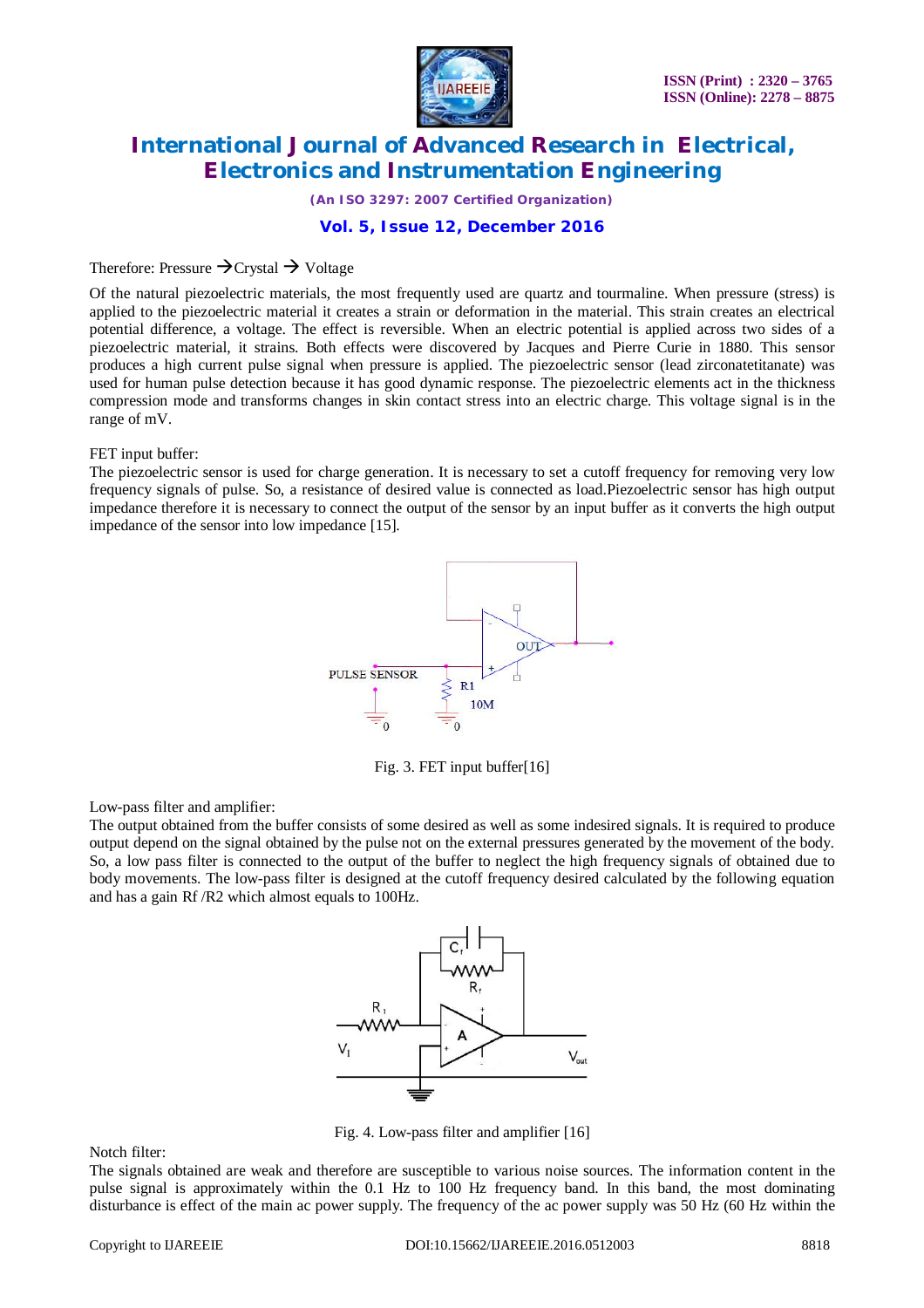Therefore: Pressure →Crystal → Voltage

Of the natural piezoelectric materials, the most frequently used are quartz and tourmaline. When pressure (stress) is applied to the piezoelectric material it creates a strain or deformation in the material. This strain creates an electrical potential difference, a voltage. The effect is reversible. When an electric potential is applied across two sides of a piezoelectric material, it strains. Both effects were discovered by Jacques and Pierre Curie in 1880. This sensor produces a high current pulse signal when pressure is applied. The piezoelectric sensor (lead zirconatetitanate) was used for human pulse detection because it has good dynamic response. The piezoelectric elements act in the thickness compression mode and transforms changes in skin contact stress into an electric charge. This voltage signal is in the range of mV.

FET input buffer:
The piezoelectric sensor is used for charge generation. It is necessary to set a cutoff frequency for removing very low frequency signals of pulse. So, a resistance of desired value is connected as load.Piezoelectric sensor has high output impedance therefore it is necessary to connect the output of the sensor by an input buffer as it converts the high output impedance of the sensor into low impedance [15].

Fig. 3. FET input buffer[16]

Low-pass filter and amplifier:
The output obtained from the buffer consists of some desired as well as some indesired signals. It is required to produce output depend on the signal obtained by the pulse not on the external pressures generated by the movement of the body. So, a low pass filter is connected to the output of the buffer to neglect the high frequency signals of obtained due to body movements. The low-pass filter is designed at the cutoff frequency desired calculated by the following equation and has a gain Rf /R2 which almost equals to 100Hz.

Fig. 4. Low-pass filter and amplifier [16]

Notch filter:
The signals obtained are weak and therefore are susceptible to various noise sources. The information content in the pulse signal is approximately within the 0.1 Hz to 100 Hz frequency band. In this band, the most dominating disturbance is effect of the main ac power supply. The frequency of the ac power supply was 50 Hz (60 Hz within the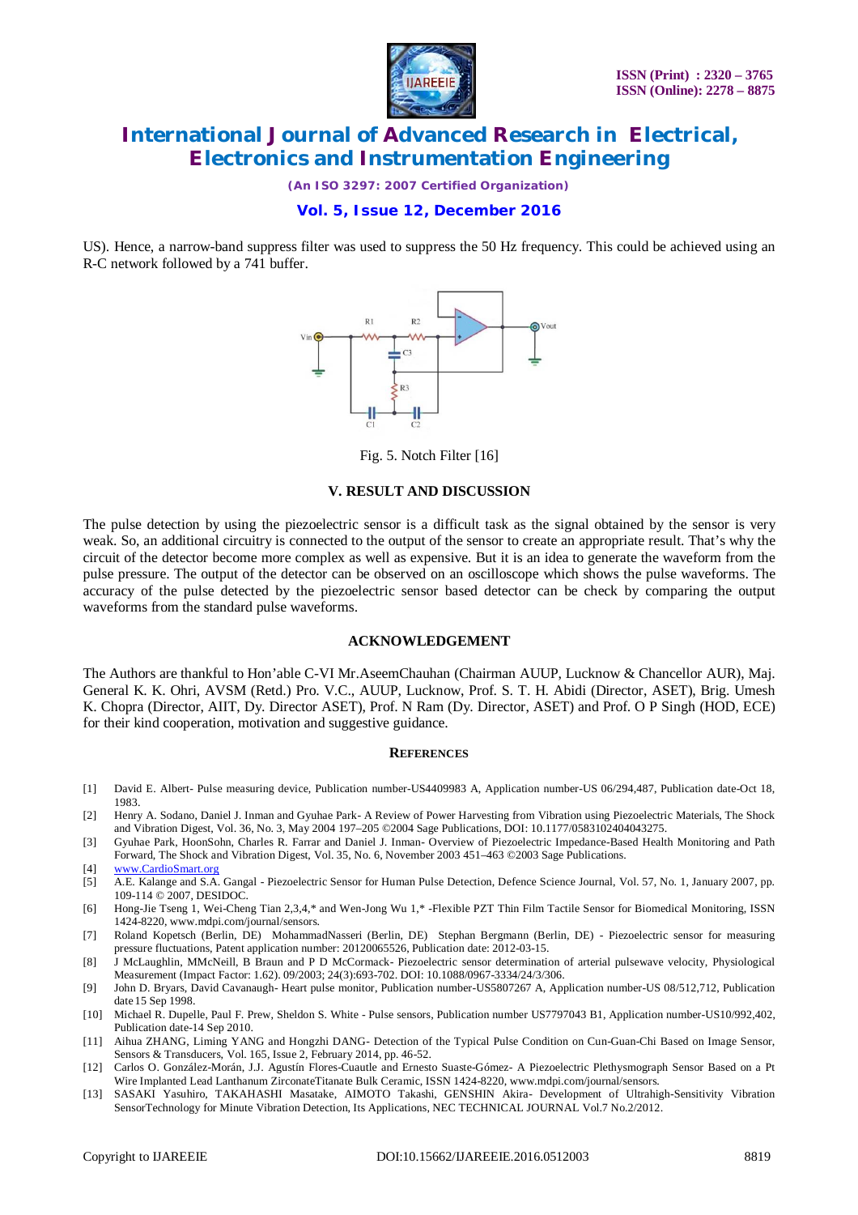US). Hence, a narrow-band suppress filter was used to suppress the 50 Hz frequency. This could be achieved using an R-C network followed by a 741 buffer.

Fig. 5. Notch Filter [16]

## V. RESULT AND DISCUSSION

The pulse detection by using the piezoelectric sensor is a difficult task as the signal obtained by the sensor is very weak. So, an additional circuitry is connected to the output of the sensor to create an appropriate result. That's why the circuit of the detector become more complex as well as expensive. But it is an idea to generate the waveform from the pulse pressure. The output of the detector can be observed on an oscilloscope which shows the pulse waveforms. The accuracy of the pulse detected by the piezoelectric sensor based detector can be check by comparing the output waveforms from the standard pulse waveforms.

## ACKNOWLEDGEMENT

The Authors are thankful to Hon'able C-VI Mr.AseemChauhan (Chairman AUUP, Lucknow & Chancellor AUR), Maj. General K. K. Ohri, AVSM (Retd.) Pro. V.C., AUUP, Lucknow, Prof. S. T. H. Abidi (Director, ASET), Brig. Umesh K. Chopra (Director, AIIT, Dy. Director ASET), Prof. N Ram (Dy. Director, ASET) and Prof. O P Singh (HOD, ECE) for their kind cooperation, motivation and suggestive guidance.

## REFERENCES

[1] David E. Albert- Pulse measuring device, Publication number-US4409983 A, Application number-US 06/294,487, Publication date-Oct 18, 1983.

[2] Henry A. Sodano, Daniel J. Inman and Gyuhae Park- A Review of Power Harvesting from Vibration using Piezoelectric Materials, The Shock and Vibration Digest, Vol. 36, No. 3, May 2004 197–205 ©2004 Sage Publications, DOI: 10.1177/0583102404043275.

[3] Gyuhae Park, HoonSohn, Charles R. Farrar and Daniel J. Inman- Overview of Piezoelectric Impedance-Based Health Monitoring and Path Forward, The Shock and Vibration Digest, Vol. 35, No. 6, November 2003 451–463 ©2003 Sage Publications.

[4] www.CardioSmart.org

[5] A.E. Kalange and S.A. Gangal - Piezoelectric Sensor for Human Pulse Detection, Defence Science Journal, Vol. 57, No. 1, January 2007, pp. 109-114 © 2007, DESIDOC.

[6] Hong-Jie Tseng 1, Wei-Cheng Tian 2,3,4,* and Wen-Jong Wu 1,* -Flexible PZT Thin Film Tactile Sensor for Biomedical Monitoring, ISSN 1424-8220, www.mdpi.com/journal/sensors.

[7] Roland Kopetsch (Berlin, DE) MohammadNasseri (Berlin, DE) Stephan Bergmann (Berlin, DE) - Piezoelectric sensor for measuring pressure fluctuations, Patent application number: 20120065526, Publication date: 2012-03-15.

[8] J McLaughlin, MMcNeill, B Braun and P D McCormack- Piezoelectric sensor determination of arterial pulsewave velocity, Physiological Measurement (Impact Factor: 1.62). 09/2003; 24(3):693-702. DOI: 10.1088/0967-3334/24/3/306.

[9] John D. Bryars, David Cavanaugh- Heart pulse monitor, Publication number-US5807267 A, Application number-US 08/512,712, Publication date 15 Sep 1998.

[10] Michael R. Dupelle, Paul F. Prew, Sheldon S. White - Pulse sensors, Publication number US7797043 B1, Application number-US10/992,402, Publication date-14 Sep 2010.

[11] Aihua ZHANG, Liming YANG and Hongzhi DANG- Detection of the Typical Pulse Condition on Cun-Guan-Chi Based on Image Sensor, Sensors & Transducers, Vol. 165, Issue 2, February 2014, pp. 46-52.

[12] Carlos O. González-Morán, J.J. Agustín Flores-Cuautle and Ernesto Suaste-Gómez- A Piezoelectric Plethysmograph Sensor Based on a Pt Wire Implanted Lead Lanthanum ZirconateTitanate Bulk Ceramic, ISSN 1424-8220, www.mdpi.com/journal/sensors.

[13] SASAKI Yasuhiro, TAKAHASHI Masatake, AIMOTO Takashi, GENSHIN Akira- Development of Ultrahigh-Sensitivity Vibration SensorTechnology for Minute Vibration Detection, Its Applications, NEC TECHNICAL JOURNAL Vol.7 No.2/2012.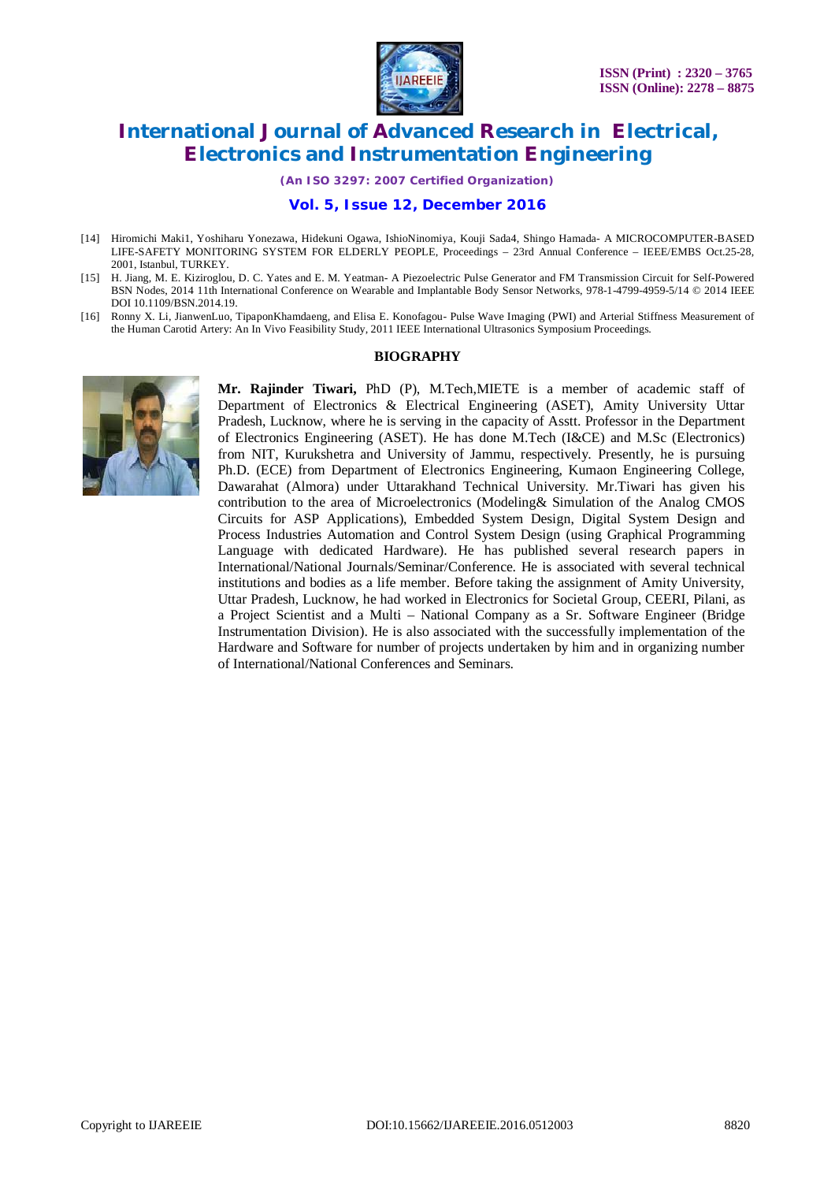[14] Hiromichi Maki1, Yoshiharu Yonezawa, Hidekuni Ogawa, IshioNinomiya, Kouji Sada4, Shingo Hamada- A MICROCOMPUTER-BASED LIFE-SAFETY MONITORING SYSTEM FOR ELDERLY PEOPLE, Proceedings – 23rd Annual Conference – IEEE/EMBS Oct.25-28, 2001, Istanbul, TURKEY.

[15] H. Jiang, M. E. Kiziroglou, D. C. Yates and E. M. Yeatman- A Piezoelectric Pulse Generator and FM Transmission Circuit for Self-Powered BSN Nodes, 2014 11th International Conference on Wearable and Implantable Body Sensor Networks, 978-1-4799-4959-5/14 © 2014 IEEE DOI 10.1109/BSN.2014.19.

[16] Ronny X. Li, JianwenLuo, TipaponKhamdaeng, and Elisa E. Konofagou- Pulse Wave Imaging (PWI) and Arterial Stiffness Measurement of the Human Carotid Artery: An In Vivo Feasibility Study, 2011 IEEE International Ultrasonics Symposium Proceedings.

## BIOGRAPHY

**Mr. Rajinder Tiwari,** PhD (P), M.Tech,MIETE is a member of academic staff of Department of Electronics & Electrical Engineering (ASET), Amity University Uttar Pradesh, Lucknow, where he is serving in the capacity of Asstt. Professor in the Department of Electronics Engineering (ASET). He has done M.Tech (I&CE) and M.Sc (Electronics) from NIT, Kurukshetra and University of Jammu, respectively. Presently, he is pursuing Ph.D. (ECE) from Department of Electronics Engineering, Kumaon Engineering College, Dawarahat (Almora) under Uttarakhand Technical University. Mr.Tiwari has given his contribution to the area of Microelectronics (Modeling& Simulation of the Analog CMOS Circuits for ASP Applications), Embedded System Design, Digital System Design and Process Industries Automation and Control System Design (using Graphical Programming Language with dedicated Hardware). He has published several research papers in International/National Journals/Seminar/Conference. He is associated with several technical institutions and bodies as a life member. Before taking the assignment of Amity University, Uttar Pradesh, Lucknow, he had worked in Electronics for Societal Group, CEERI, Pilani, as a Project Scientist and a Multi – National Company as a Sr. Software Engineer (Bridge Instrumentation Division). He is also associated with the successfully implementation of the Hardware and Software for number of projects undertaken by him and in organizing number of International/National Conferences and Seminars.